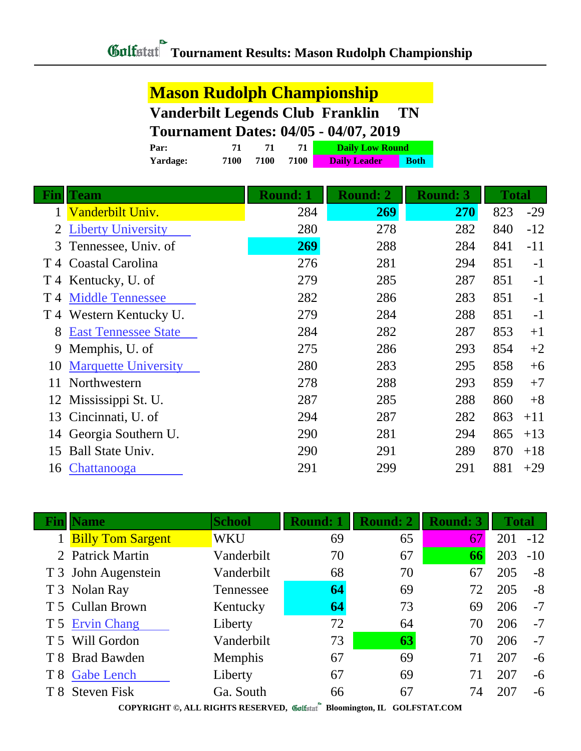# Tournament Results: Mason Rudolph Championship

## Mason Rudolph Championship

**Vanderbilt Legends Club Franklin TN**

**Tournament Dates: 04/05 - 04/07, 2019**

| | | | | |
|---|---|---|---|---|
| **Par:** | 71 | 71 | 71 | Daily Low Round |
| **Yardage:** | 7100 | 7100 | 7100 | Daily Leader / Both |

| Fin | Team | Round: 1 | Round: 2 | Round: 3 | Total | |
|---|---|---|---|---|---|---|
| 1 | Vanderbilt Univ. | 284 | **269** | **270** | 823 | -29 |
| 2 | Liberty University | 280 | 278 | 282 | 840 | -12 |
| 3 | Tennessee, Univ. of | **269** | 288 | 284 | 841 | -11 |
| T 4 | Coastal Carolina | 276 | 281 | 294 | 851 | -1 |
| T 4 | Kentucky, U. of | 279 | 285 | 287 | 851 | -1 |
| T 4 | Middle Tennessee | 282 | 286 | 283 | 851 | -1 |
| T 4 | Western Kentucky U. | 279 | 284 | 288 | 851 | -1 |
| 8 | East Tennessee State | 284 | 282 | 287 | 853 | +1 |
| 9 | Memphis, U. of | 275 | 286 | 293 | 854 | +2 |
| 10 | Marquette University | 280 | 283 | 295 | 858 | +6 |
| 11 | Northwestern | 278 | 288 | 293 | 859 | +7 |
| 12 | Mississippi St. U. | 287 | 285 | 288 | 860 | +8 |
| 13 | Cincinnati, U. of | 294 | 287 | 282 | 863 | +11 |
| 14 | Georgia Southern U. | 290 | 281 | 294 | 865 | +13 |
| 15 | Ball State Univ. | 290 | 291 | 289 | 870 | +18 |
| 16 | Chattanooga | 291 | 299 | 291 | 881 | +29 |

| Fin | Name | School | Round: 1 | Round: 2 | Round: 3 | Total | |
|---|---|---|---|---|---|---|---|
| 1 | Billy Tom Sargent | WKU | 69 | 65 | 67 | 201 | -12 |
| 2 | Patrick Martin | Vanderbilt | 70 | 67 | **66** | 203 | -10 |
| T 3 | John Augenstein | Vanderbilt | 68 | 70 | 67 | 205 | -8 |
| T 3 | Nolan Ray | Tennessee | **64** | 69 | 72 | 205 | -8 |
| T 5 | Cullan Brown | Kentucky | **64** | 73 | 69 | 206 | -7 |
| T 5 | Ervin Chang | Liberty | 72 | 64 | 70 | 206 | -7 |
| T 5 | Will Gordon | Vanderbilt | 73 | **63** | 70 | 206 | -7 |
| T 8 | Brad Bawden | Memphis | 67 | 69 | 71 | 207 | -6 |
| T 8 | Gabe Lench | Liberty | 67 | 69 | 71 | 207 | -6 |
| T 8 | Steven Fisk | Ga. South | 66 | 67 | 74 | 207 | -6 |

COPYRIGHT ©, ALL RIGHTS RESERVED, Golfstat Bloomington, IL GOLFSTAT.COM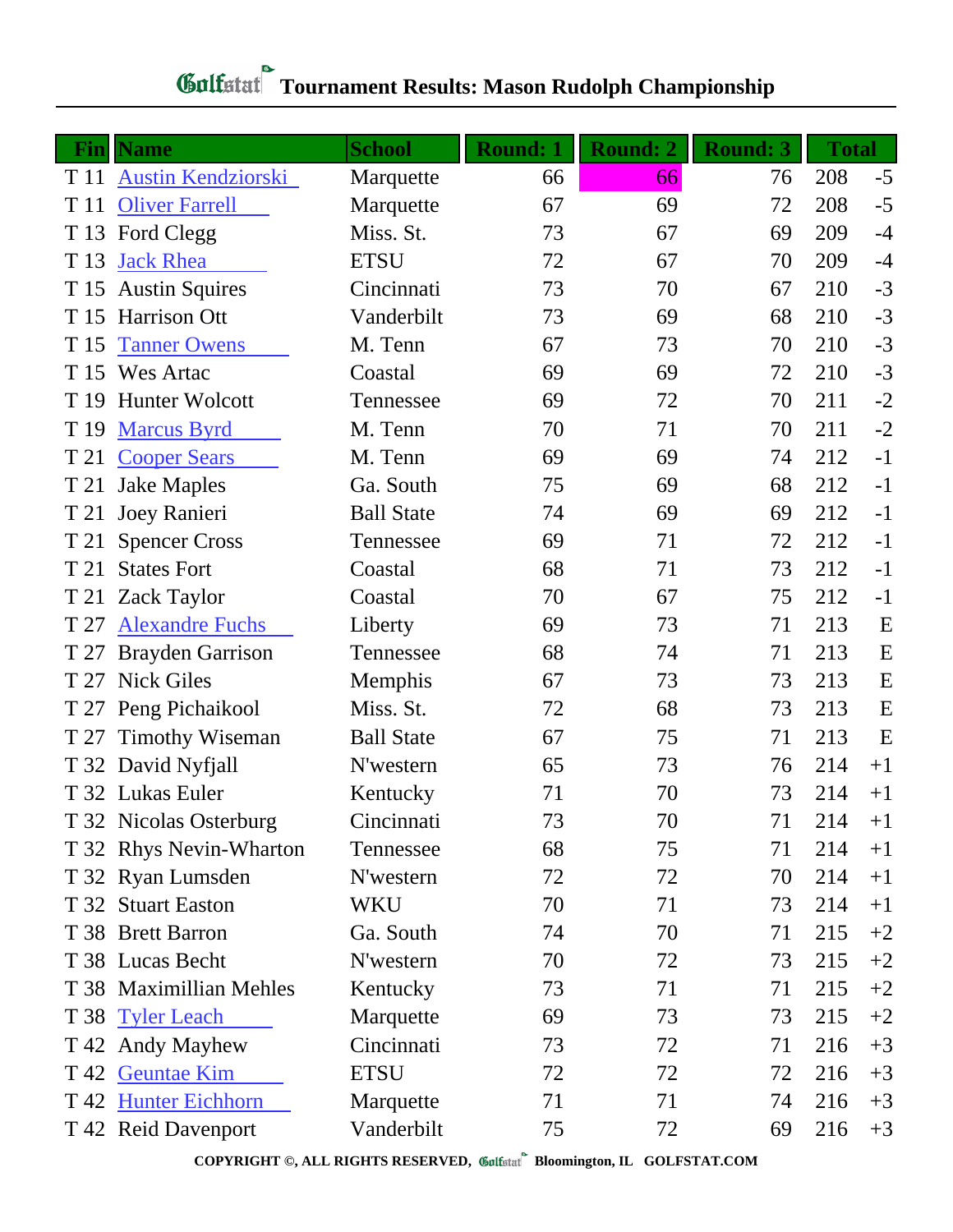# Golfstat Tournament Results: Mason Rudolph Championship

| Fin | Name | School | Round: 1 | Round: 2 | Round: 3 | Total | |
|---|---|---|---|---|---|---|---|
| T 11 | Austin Kendziorski | Marquette | 66 | 66 | 76 | 208 | -5 |
| T 11 | Oliver Farrell | Marquette | 67 | 69 | 72 | 208 | -5 |
| T 13 | Ford Clegg | Miss. St. | 73 | 67 | 69 | 209 | -4 |
| T 13 | Jack Rhea | ETSU | 72 | 67 | 70 | 209 | -4 |
| T 15 | Austin Squires | Cincinnati | 73 | 70 | 67 | 210 | -3 |
| T 15 | Harrison Ott | Vanderbilt | 73 | 69 | 68 | 210 | -3 |
| T 15 | Tanner Owens | M. Tenn | 67 | 73 | 70 | 210 | -3 |
| T 15 | Wes Artac | Coastal | 69 | 69 | 72 | 210 | -3 |
| T 19 | Hunter Wolcott | Tennessee | 69 | 72 | 70 | 211 | -2 |
| T 19 | Marcus Byrd | M. Tenn | 70 | 71 | 70 | 211 | -2 |
| T 21 | Cooper Sears | M. Tenn | 69 | 69 | 74 | 212 | -1 |
| T 21 | Jake Maples | Ga. South | 75 | 69 | 68 | 212 | -1 |
| T 21 | Joey Ranieri | Ball State | 74 | 69 | 69 | 212 | -1 |
| T 21 | Spencer Cross | Tennessee | 69 | 71 | 72 | 212 | -1 |
| T 21 | States Fort | Coastal | 68 | 71 | 73 | 212 | -1 |
| T 21 | Zack Taylor | Coastal | 70 | 67 | 75 | 212 | -1 |
| T 27 | Alexandre Fuchs | Liberty | 69 | 73 | 71 | 213 | E |
| T 27 | Brayden Garrison | Tennessee | 68 | 74 | 71 | 213 | E |
| T 27 | Nick Giles | Memphis | 67 | 73 | 73 | 213 | E |
| T 27 | Peng Pichaikool | Miss. St. | 72 | 68 | 73 | 213 | E |
| T 27 | Timothy Wiseman | Ball State | 67 | 75 | 71 | 213 | E |
| T 32 | David Nyfjall | N'western | 65 | 73 | 76 | 214 | +1 |
| T 32 | Lukas Euler | Kentucky | 71 | 70 | 73 | 214 | +1 |
| T 32 | Nicolas Osterburg | Cincinnati | 73 | 70 | 71 | 214 | +1 |
| T 32 | Rhys Nevin-Wharton | Tennessee | 68 | 75 | 71 | 214 | +1 |
| T 32 | Ryan Lumsden | N'western | 72 | 72 | 70 | 214 | +1 |
| T 32 | Stuart Easton | WKU | 70 | 71 | 73 | 214 | +1 |
| T 38 | Brett Barron | Ga. South | 74 | 70 | 71 | 215 | +2 |
| T 38 | Lucas Becht | N'western | 70 | 72 | 73 | 215 | +2 |
| T 38 | Maximillian Mehles | Kentucky | 73 | 71 | 71 | 215 | +2 |
| T 38 | Tyler Leach | Marquette | 69 | 73 | 73 | 215 | +2 |
| T 42 | Andy Mayhew | Cincinnati | 73 | 72 | 71 | 216 | +3 |
| T 42 | Geuntae Kim | ETSU | 72 | 72 | 72 | 216 | +3 |
| T 42 | Hunter Eichhorn | Marquette | 71 | 71 | 74 | 216 | +3 |
| T 42 | Reid Davenport | Vanderbilt | 75 | 72 | 69 | 216 | +3 |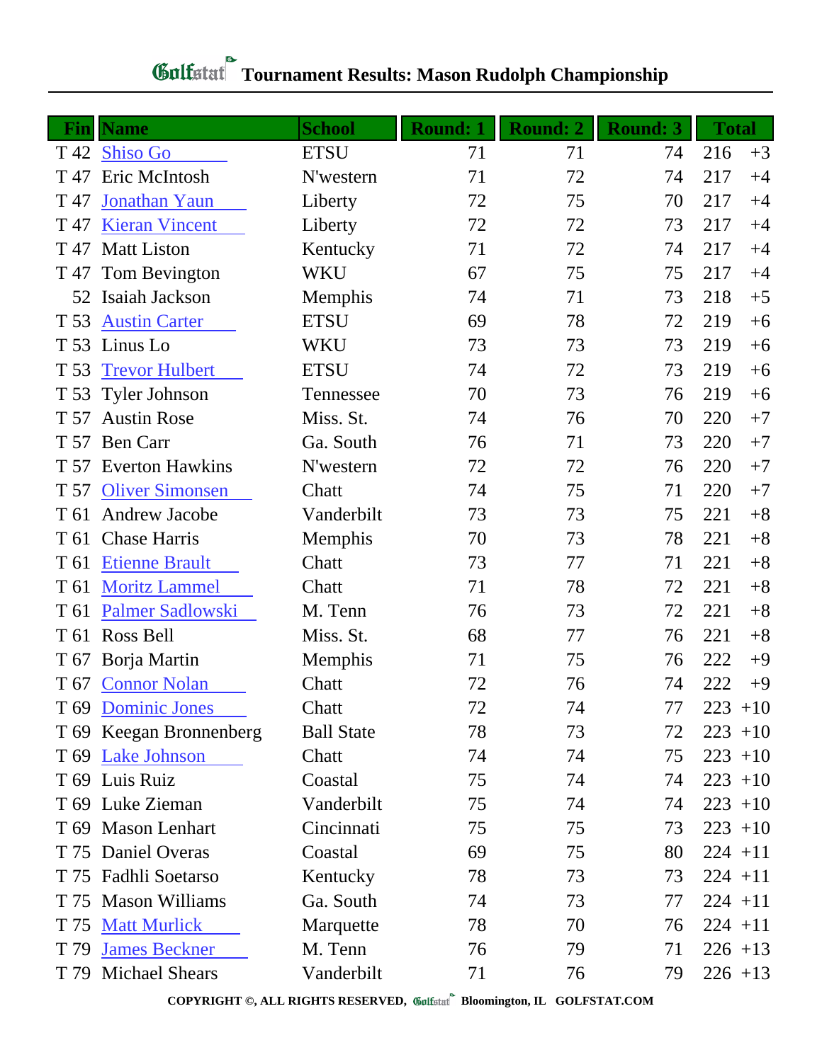# Golfstat Tournament Results: Mason Rudolph Championship

| Fin | Name | School | Round: 1 | Round: 2 | Round: 3 | Total | |
|---|---|---|---|---|---|---|---|
| T 42 | Shiso Go | ETSU | 71 | 71 | 74 | 216 | +3 |
| T 47 | Eric McIntosh | N'western | 71 | 72 | 74 | 217 | +4 |
| T 47 | Jonathan Yaun | Liberty | 72 | 75 | 70 | 217 | +4 |
| T 47 | Kieran Vincent | Liberty | 72 | 72 | 73 | 217 | +4 |
| T 47 | Matt Liston | Kentucky | 71 | 72 | 74 | 217 | +4 |
| T 47 | Tom Bevington | WKU | 67 | 75 | 75 | 217 | +4 |
| 52 | Isaiah Jackson | Memphis | 74 | 71 | 73 | 218 | +5 |
| T 53 | Austin Carter | ETSU | 69 | 78 | 72 | 219 | +6 |
| T 53 | Linus Lo | WKU | 73 | 73 | 73 | 219 | +6 |
| T 53 | Trevor Hulbert | ETSU | 74 | 72 | 73 | 219 | +6 |
| T 53 | Tyler Johnson | Tennessee | 70 | 73 | 76 | 219 | +6 |
| T 57 | Austin Rose | Miss. St. | 74 | 76 | 70 | 220 | +7 |
| T 57 | Ben Carr | Ga. South | 76 | 71 | 73 | 220 | +7 |
| T 57 | Everton Hawkins | N'western | 72 | 72 | 76 | 220 | +7 |
| T 57 | Oliver Simonsen | Chatt | 74 | 75 | 71 | 220 | +7 |
| T 61 | Andrew Jacobe | Vanderbilt | 73 | 73 | 75 | 221 | +8 |
| T 61 | Chase Harris | Memphis | 70 | 73 | 78 | 221 | +8 |
| T 61 | Etienne Brault | Chatt | 73 | 77 | 71 | 221 | +8 |
| T 61 | Moritz Lammel | Chatt | 71 | 78 | 72 | 221 | +8 |
| T 61 | Palmer Sadlowski | M. Tenn | 76 | 73 | 72 | 221 | +8 |
| T 61 | Ross Bell | Miss. St. | 68 | 77 | 76 | 221 | +8 |
| T 67 | Borja Martin | Memphis | 71 | 75 | 76 | 222 | +9 |
| T 67 | Connor Nolan | Chatt | 72 | 76 | 74 | 222 | +9 |
| T 69 | Dominic Jones | Chatt | 72 | 74 | 77 | 223 | +10 |
| T 69 | Keegan Bronnenberg | Ball State | 78 | 73 | 72 | 223 | +10 |
| T 69 | Lake Johnson | Chatt | 74 | 74 | 75 | 223 | +10 |
| T 69 | Luis Ruiz | Coastal | 75 | 74 | 74 | 223 | +10 |
| T 69 | Luke Zieman | Vanderbilt | 75 | 74 | 74 | 223 | +10 |
| T 69 | Mason Lenhart | Cincinnati | 75 | 75 | 73 | 223 | +10 |
| T 75 | Daniel Overas | Coastal | 69 | 75 | 80 | 224 | +11 |
| T 75 | Fadhli Soetarso | Kentucky | 78 | 73 | 73 | 224 | +11 |
| T 75 | Mason Williams | Ga. South | 74 | 73 | 77 | 224 | +11 |
| T 75 | Matt Murlick | Marquette | 78 | 70 | 76 | 224 | +11 |
| T 79 | James Beckner | M. Tenn | 76 | 79 | 71 | 226 | +13 |
| T 79 | Michael Shears | Vanderbilt | 71 | 76 | 79 | 226 | +13 |

COPYRIGHT ©, ALL RIGHTS RESERVED, Golfstat Bloomington, IL GOLFSTAT.COM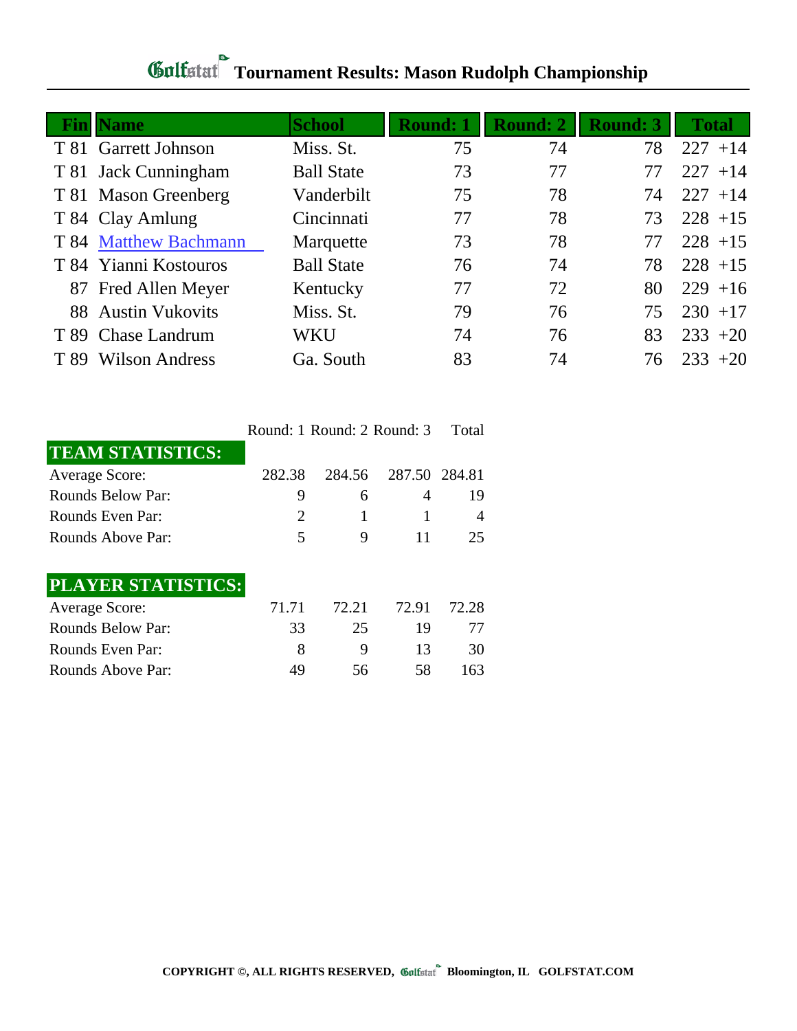# Golfstat Tournament Results: Mason Rudolph Championship

| Fin | Name | School | Round: 1 | Round: 2 | Round: 3 | Total | |
|---|---|---|---|---|---|---|---|
| T 81 | Garrett Johnson | Miss. St. | 75 | 74 | 78 | 227 | +14 |
| T 81 | Jack Cunningham | Ball State | 73 | 77 | 77 | 227 | +14 |
| T 81 | Mason Greenberg | Vanderbilt | 75 | 78 | 74 | 227 | +14 |
| T 84 | Clay Amlung | Cincinnati | 77 | 78 | 73 | 228 | +15 |
| T 84 | Matthew Bachmann | Marquette | 73 | 78 | 77 | 228 | +15 |
| T 84 | Yianni Kostouros | Ball State | 76 | 74 | 78 | 228 | +15 |
| 87 | Fred Allen Meyer | Kentucky | 77 | 72 | 80 | 229 | +16 |
| 88 | Austin Vukovits | Miss. St. | 79 | 76 | 75 | 230 | +17 |
| T 89 | Chase Landrum | WKU | 74 | 76 | 83 | 233 | +20 |
| T 89 | Wilson Andress | Ga. South | 83 | 74 | 76 | 233 | +20 |

| TEAM STATISTICS: | Round: 1 | Round: 2 | Round: 3 | Total |
|---|---|---|---|---|
| Average Score: | 282.38 | 284.56 | 287.50 | 284.81 |
| Rounds Below Par: | 9 | 6 | 4 | 19 |
| Rounds Even Par: | 2 | 1 | 1 | 4 |
| Rounds Above Par: | 5 | 9 | 11 | 25 |

| PLAYER STATISTICS: | Round: 1 | Round: 2 | Round: 3 | Total |
|---|---|---|---|---|
| Average Score: | 71.71 | 72.21 | 72.91 | 72.28 |
| Rounds Below Par: | 33 | 25 | 19 | 77 |
| Rounds Even Par: | 8 | 9 | 13 | 30 |
| Rounds Above Par: | 49 | 56 | 58 | 163 |

COPYRIGHT ©, ALL RIGHTS RESERVED, Golfstat Bloomington, IL GOLFSTAT.COM